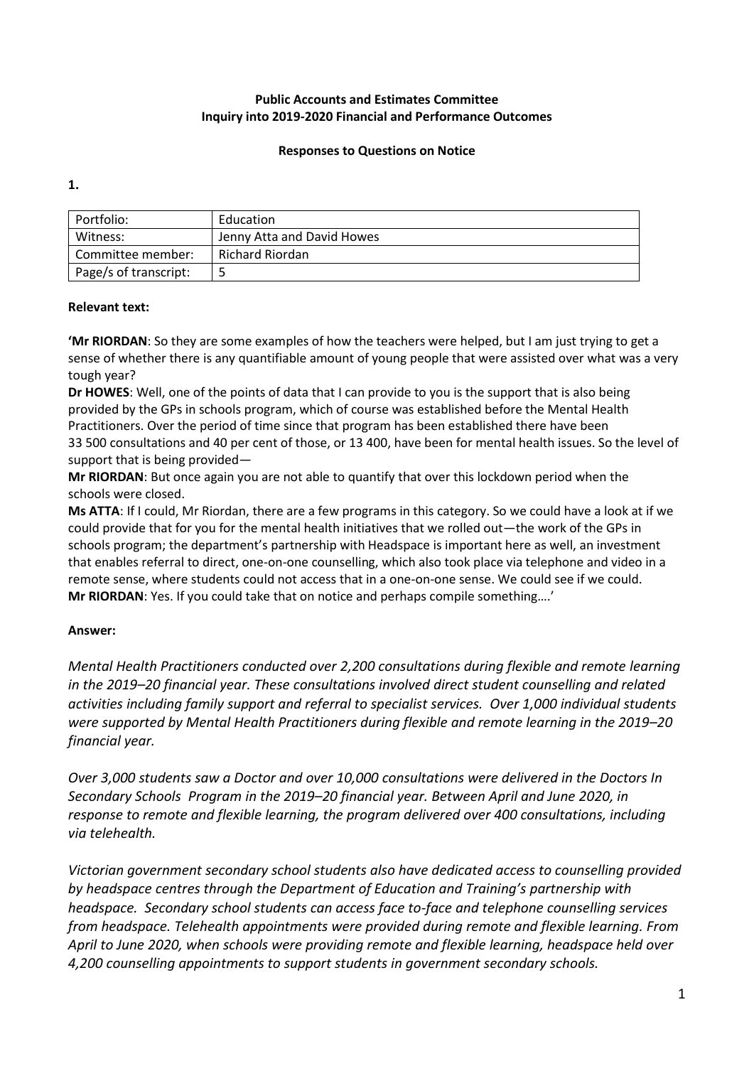**Public Accounts and Estimates Committee**
**Inquiry into 2019-2020 Financial and Performance Outcomes**

**Responses to Questions on Notice**

**1.**

| Portfolio: | Education |
|---|---|
| Witness: | Jenny Atta and David Howes |
| Committee member: | Richard Riordan |
| Page/s of transcript: | 5 |

**Relevant text:**

**'Mr RIORDAN**: So they are some examples of how the teachers were helped, but I am just trying to get a sense of whether there is any quantifiable amount of young people that were assisted over what was a very tough year?
**Dr HOWES**: Well, one of the points of data that I can provide to you is the support that is also being provided by the GPs in schools program, which of course was established before the Mental Health Practitioners. Over the period of time since that program has been established there have been 33 500 consultations and 40 per cent of those, or 13 400, have been for mental health issues. So the level of support that is being provided—
**Mr RIORDAN**: But once again you are not able to quantify that over this lockdown period when the schools were closed.
**Ms ATTA**: If I could, Mr Riordan, there are a few programs in this category. So we could have a look at if we could provide that for you for the mental health initiatives that we rolled out—the work of the GPs in schools program; the department's partnership with Headspace is important here as well, an investment that enables referral to direct, one-on-one counselling, which also took place via telephone and video in a remote sense, where students could not access that in a one-on-one sense. We could see if we could.
**Mr RIORDAN**: Yes. If you could take that on notice and perhaps compile something….'

**Answer:**

*Mental Health Practitioners conducted over 2,200 consultations during flexible and remote learning in the 2019–20 financial year. These consultations involved direct student counselling and related activities including family support and referral to specialist services. Over 1,000 individual students were supported by Mental Health Practitioners during flexible and remote learning in the 2019–20 financial year.*

*Over 3,000 students saw a Doctor and over 10,000 consultations were delivered in the Doctors In Secondary Schools Program in the 2019–20 financial year. Between April and June 2020, in response to remote and flexible learning, the program delivered over 400 consultations, including via telehealth.*

*Victorian government secondary school students also have dedicated access to counselling provided by headspace centres through the Department of Education and Training's partnership with headspace. Secondary school students can access face to-face and telephone counselling services from headspace. Telehealth appointments were provided during remote and flexible learning. From April to June 2020, when schools were providing remote and flexible learning, headspace held over 4,200 counselling appointments to support students in government secondary schools.*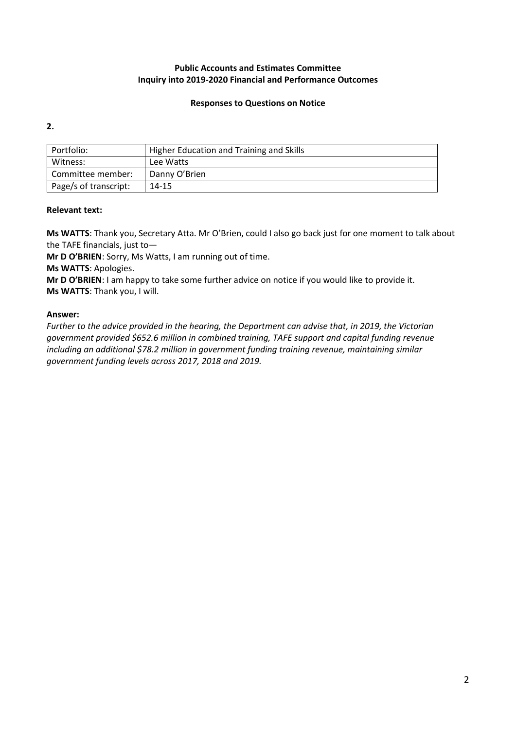**Public Accounts and Estimates Committee**
**Inquiry into 2019-2020 Financial and Performance Outcomes**

**Responses to Questions on Notice**

**2.**

| Portfolio: | Higher Education and Training and Skills |
|---|---|
| Witness: | Lee Watts |
| Committee member: | Danny O'Brien |
| Page/s of transcript: | 14-15 |

**Relevant text:**

**Ms WATTS**: Thank you, Secretary Atta. Mr O'Brien, could I also go back just for one moment to talk about the TAFE financials, just to—

**Mr D O'BRIEN**: Sorry, Ms Watts, I am running out of time.

**Ms WATTS**: Apologies.

**Mr D O'BRIEN**: I am happy to take some further advice on notice if you would like to provide it.

**Ms WATTS**: Thank you, I will.

**Answer:**

*Further to the advice provided in the hearing, the Department can advise that, in 2019, the Victorian government provided $652.6 million in combined training, TAFE support and capital funding revenue including an additional $78.2 million in government funding training revenue, maintaining similar government funding levels across 2017, 2018 and 2019.*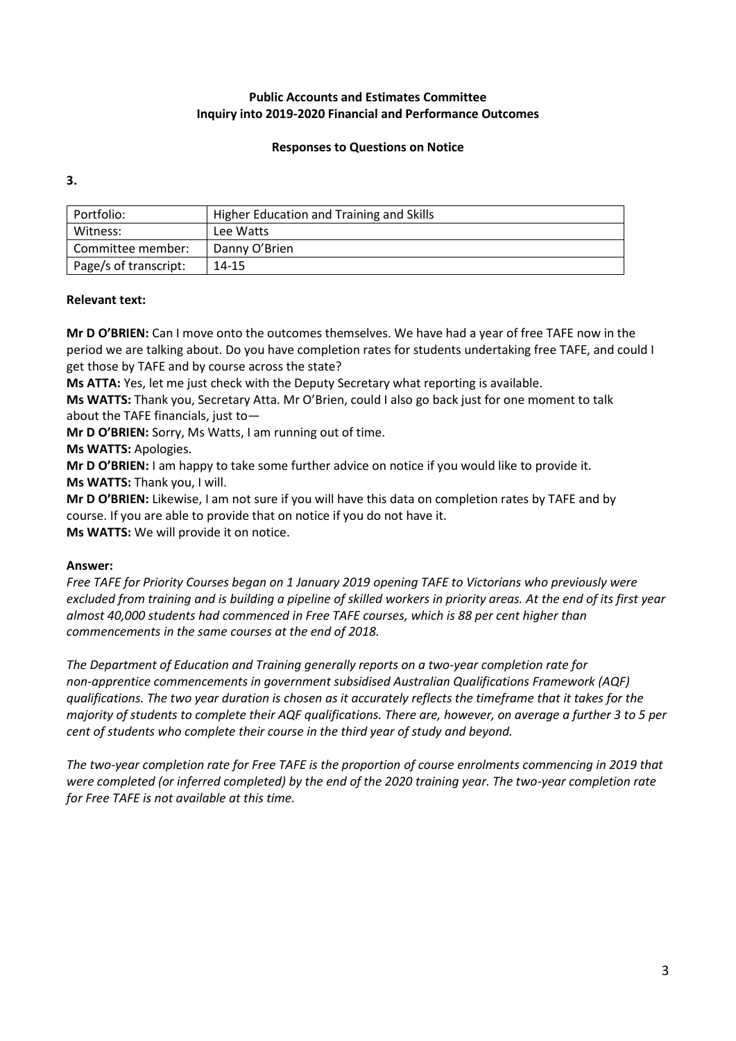**Public Accounts and Estimates Committee**
**Inquiry into 2019-2020 Financial and Performance Outcomes**

**Responses to Questions on Notice**

**3.**

| Portfolio: | Higher Education and Training and Skills |
|---|---|
| Witness: | Lee Watts |
| Committee member: | Danny O'Brien |
| Page/s of transcript: | 14-15 |

**Relevant text:**

**Mr D O'BRIEN:** Can I move onto the outcomes themselves. We have had a year of free TAFE now in the period we are talking about. Do you have completion rates for students undertaking free TAFE, and could I get those by TAFE and by course across the state?

**Ms ATTA:** Yes, let me just check with the Deputy Secretary what reporting is available.

**Ms WATTS:** Thank you, Secretary Atta. Mr O'Brien, could I also go back just for one moment to talk about the TAFE financials, just to—

**Mr D O'BRIEN:** Sorry, Ms Watts, I am running out of time.

**Ms WATTS:** Apologies.

**Mr D O'BRIEN:** I am happy to take some further advice on notice if you would like to provide it.

**Ms WATTS:** Thank you, I will.

**Mr D O'BRIEN:** Likewise, I am not sure if you will have this data on completion rates by TAFE and by course. If you are able to provide that on notice if you do not have it.

**Ms WATTS:** We will provide it on notice.

**Answer:**

*Free TAFE for Priority Courses began on 1 January 2019 opening TAFE to Victorians who previously were excluded from training and is building a pipeline of skilled workers in priority areas. At the end of its first year almost 40,000 students had commenced in Free TAFE courses, which is 88 per cent higher than commencements in the same courses at the end of 2018.*

*The Department of Education and Training generally reports on a two-year completion rate for non-apprentice commencements in government subsidised Australian Qualifications Framework (AQF) qualifications. The two year duration is chosen as it accurately reflects the timeframe that it takes for the majority of students to complete their AQF qualifications. There are, however, on average a further 3 to 5 per cent of students who complete their course in the third year of study and beyond.*

*The two-year completion rate for Free TAFE is the proportion of course enrolments commencing in 2019 that were completed (or inferred completed) by the end of the 2020 training year. The two-year completion rate for Free TAFE is not available at this time.*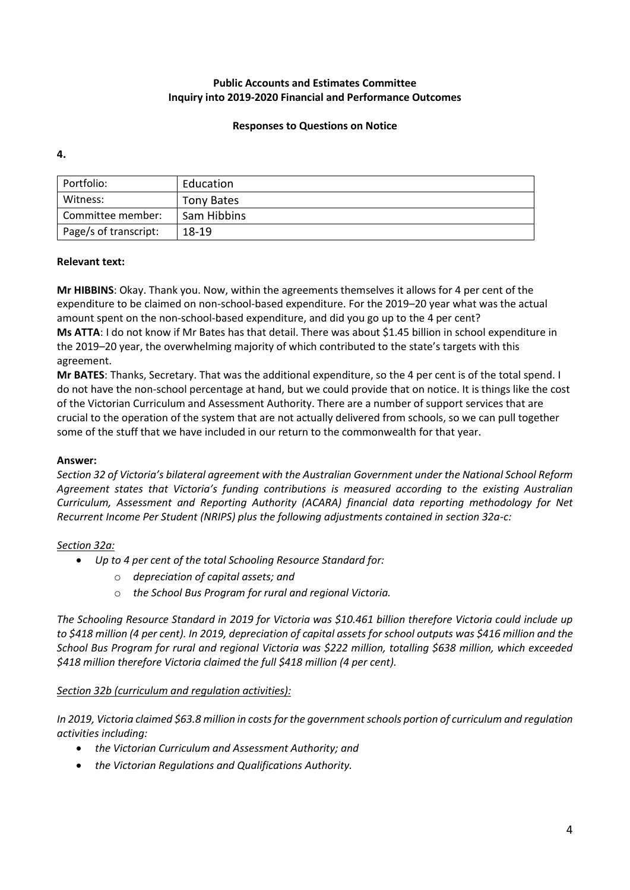**Public Accounts and Estimates Committee**
**Inquiry into 2019-2020 Financial and Performance Outcomes**

**Responses to Questions on Notice**

**4.**

| Portfolio: | Education |
|---|---|
| Witness: | Tony Bates |
| Committee member: | Sam Hibbins |
| Page/s of transcript: | 18-19 |

**Relevant text:**

**Mr HIBBINS**: Okay. Thank you. Now, within the agreements themselves it allows for 4 per cent of the expenditure to be claimed on non-school-based expenditure. For the 2019–20 year what was the actual amount spent on the non-school-based expenditure, and did you go up to the 4 per cent?
**Ms ATTA**: I do not know if Mr Bates has that detail. There was about $1.45 billion in school expenditure in the 2019–20 year, the overwhelming majority of which contributed to the state's targets with this agreement.
**Mr BATES**: Thanks, Secretary. That was the additional expenditure, so the 4 per cent is of the total spend. I do not have the non-school percentage at hand, but we could provide that on notice. It is things like the cost of the Victorian Curriculum and Assessment Authority. There are a number of support services that are crucial to the operation of the system that are not actually delivered from schools, so we can pull together some of the stuff that we have included in our return to the commonwealth for that year.

**Answer:**
*Section 32 of Victoria's bilateral agreement with the Australian Government under the National School Reform Agreement states that Victoria's funding contributions is measured according to the existing Australian Curriculum, Assessment and Reporting Authority (ACARA) financial data reporting methodology for Net Recurrent Income Per Student (NRIPS) plus the following adjustments contained in section 32a-c:*

*Section 32a:*

- *Up to 4 per cent of the total Schooling Resource Standard for:*
  - *depreciation of capital assets; and*
  - *the School Bus Program for rural and regional Victoria.*

*The Schooling Resource Standard in 2019 for Victoria was $10.461 billion therefore Victoria could include up to $418 million (4 per cent). In 2019, depreciation of capital assets for school outputs was $416 million and the School Bus Program for rural and regional Victoria was $222 million, totalling $638 million, which exceeded $418 million therefore Victoria claimed the full $418 million (4 per cent).*

*Section 32b (curriculum and regulation activities):*

*In 2019, Victoria claimed $63.8 million in costs for the government schools portion of curriculum and regulation activities including:*

- *the Victorian Curriculum and Assessment Authority; and*
- *the Victorian Regulations and Qualifications Authority.*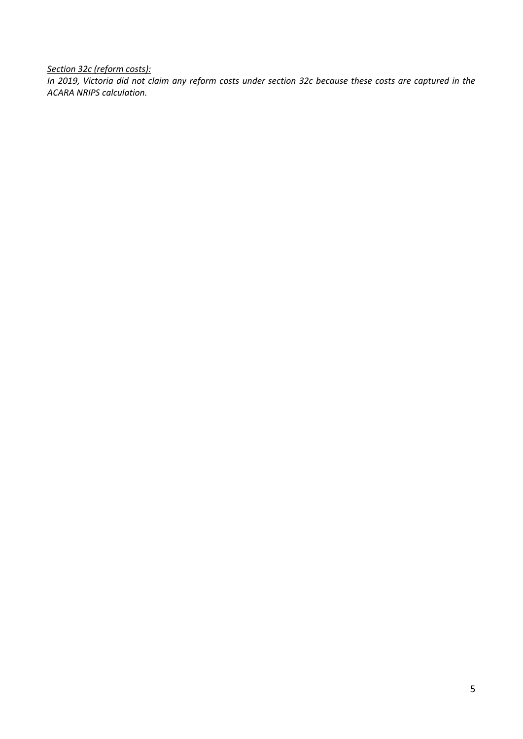*<u>Section 32c (reform costs):</u>*

*In 2019, Victoria did not claim any reform costs under section 32c because these costs are captured in the ACARA NRIPS calculation.*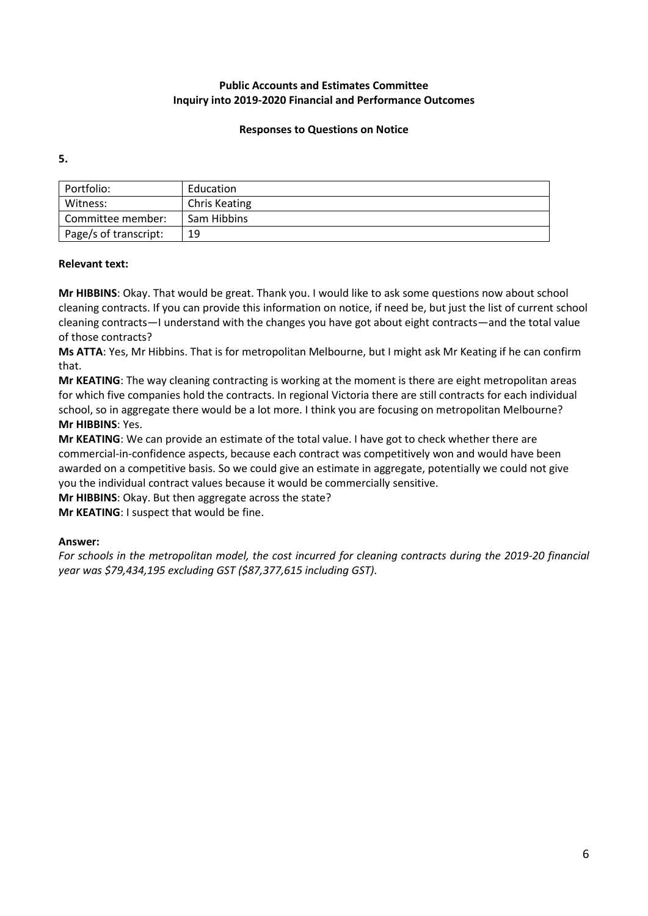**Public Accounts and Estimates Committee**
**Inquiry into 2019-2020 Financial and Performance Outcomes**

**Responses to Questions on Notice**

**5.**

| Portfolio: | Education |
|---|---|
| Witness: | Chris Keating |
| Committee member: | Sam Hibbins |
| Page/s of transcript: | 19 |

**Relevant text:**

**Mr HIBBINS**: Okay. That would be great. Thank you. I would like to ask some questions now about school cleaning contracts. If you can provide this information on notice, if need be, but just the list of current school cleaning contracts—I understand with the changes you have got about eight contracts—and the total value of those contracts?

**Ms ATTA**: Yes, Mr Hibbins. That is for metropolitan Melbourne, but I might ask Mr Keating if he can confirm that.

**Mr KEATING**: The way cleaning contracting is working at the moment is there are eight metropolitan areas for which five companies hold the contracts. In regional Victoria there are still contracts for each individual school, so in aggregate there would be a lot more. I think you are focusing on metropolitan Melbourne?

**Mr HIBBINS**: Yes.

**Mr KEATING**: We can provide an estimate of the total value. I have got to check whether there are commercial-in-confidence aspects, because each contract was competitively won and would have been awarded on a competitive basis. So we could give an estimate in aggregate, potentially we could not give you the individual contract values because it would be commercially sensitive.

**Mr HIBBINS**: Okay. But then aggregate across the state?

**Mr KEATING**: I suspect that would be fine.

**Answer:**

*For schools in the metropolitan model, the cost incurred for cleaning contracts during the 2019-20 financial year was $79,434,195 excluding GST ($87,377,615 including GST).*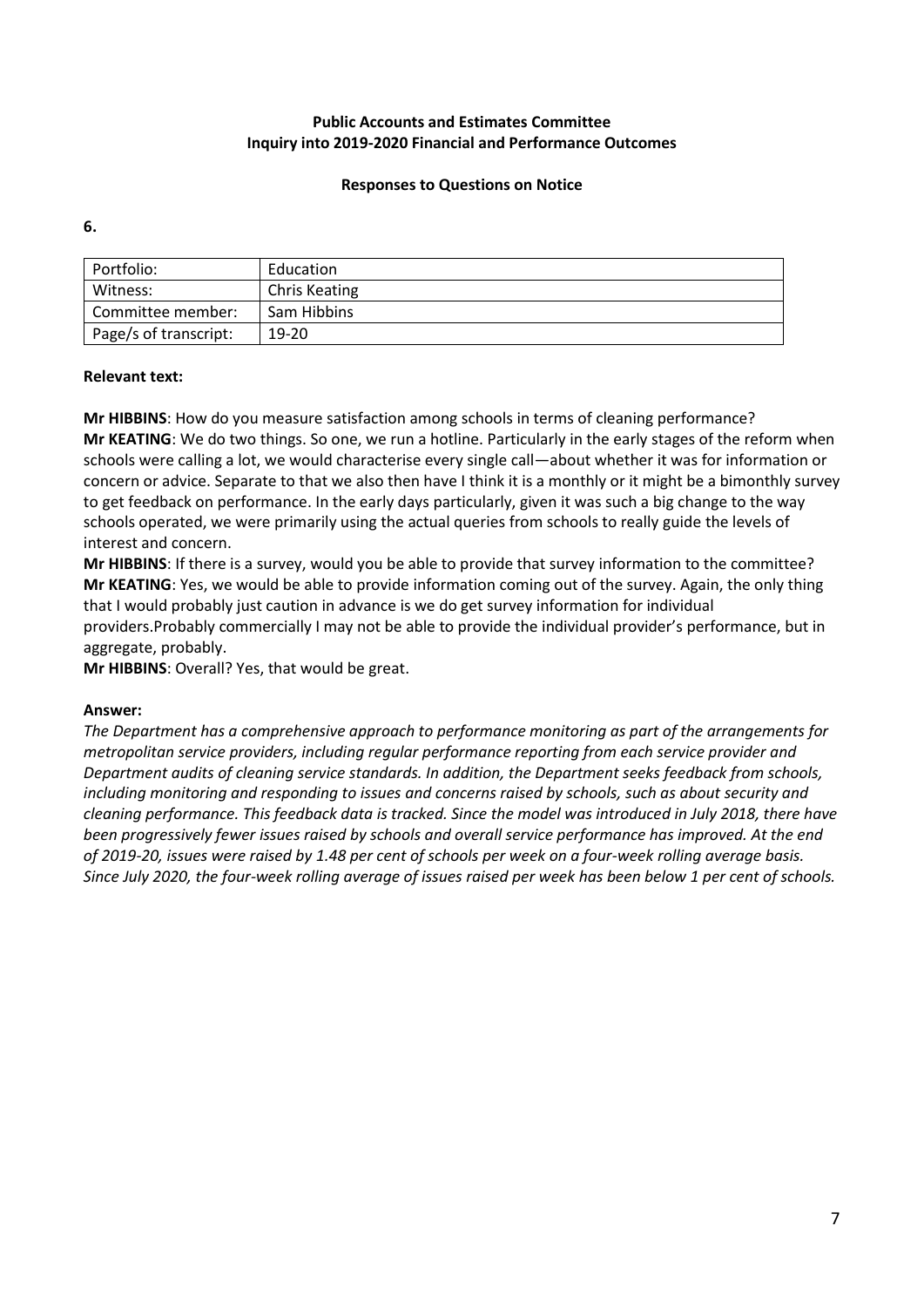**Public Accounts and Estimates Committee**
**Inquiry into 2019-2020 Financial and Performance Outcomes**

**Responses to Questions on Notice**

**6.**

| Portfolio: | Education |
|---|---|
| Witness: | Chris Keating |
| Committee member: | Sam Hibbins |
| Page/s of transcript: | 19-20 |

**Relevant text:**

**Mr HIBBINS**: How do you measure satisfaction among schools in terms of cleaning performance?
**Mr KEATING**: We do two things. So one, we run a hotline. Particularly in the early stages of the reform when schools were calling a lot, we would characterise every single call—about whether it was for information or concern or advice. Separate to that we also then have I think it is a monthly or it might be a bimonthly survey to get feedback on performance. In the early days particularly, given it was such a big change to the way schools operated, we were primarily using the actual queries from schools to really guide the levels of interest and concern.
**Mr HIBBINS**: If there is a survey, would you be able to provide that survey information to the committee?
**Mr KEATING**: Yes, we would be able to provide information coming out of the survey. Again, the only thing that I would probably just caution in advance is we do get survey information for individual providers.Probably commercially I may not be able to provide the individual provider's performance, but in aggregate, probably.
**Mr HIBBINS**: Overall? Yes, that would be great.

**Answer:**

*The Department has a comprehensive approach to performance monitoring as part of the arrangements for metropolitan service providers, including regular performance reporting from each service provider and Department audits of cleaning service standards. In addition, the Department seeks feedback from schools, including monitoring and responding to issues and concerns raised by schools, such as about security and cleaning performance. This feedback data is tracked. Since the model was introduced in July 2018, there have been progressively fewer issues raised by schools and overall service performance has improved. At the end of 2019-20, issues were raised by 1.48 per cent of schools per week on a four-week rolling average basis. Since July 2020, the four-week rolling average of issues raised per week has been below 1 per cent of schools.*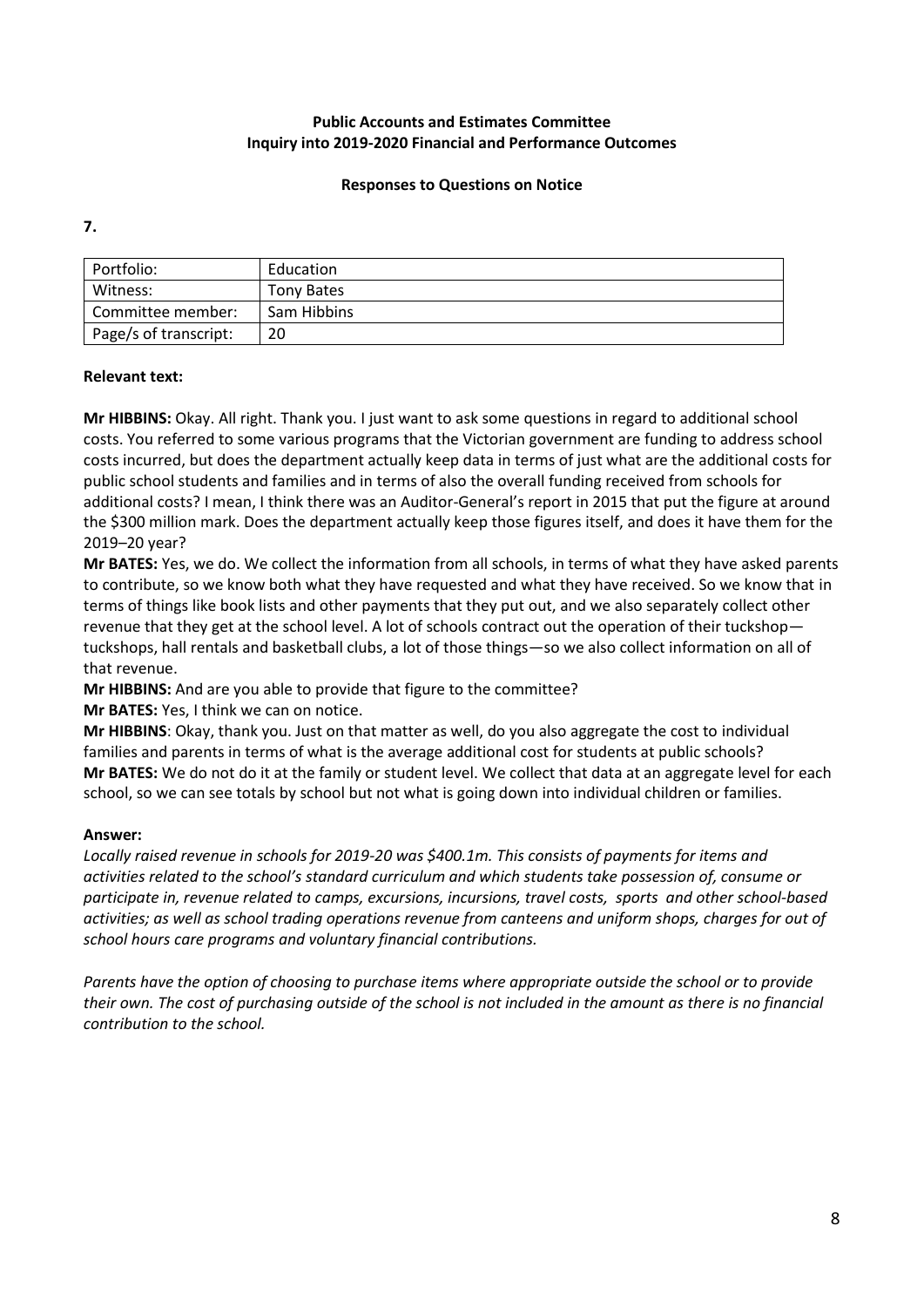**Public Accounts and Estimates Committee**
**Inquiry into 2019-2020 Financial and Performance Outcomes**

**Responses to Questions on Notice**

**7.**

| Portfolio: | Education |
|---|---|
| Witness: | Tony Bates |
| Committee member: | Sam Hibbins |
| Page/s of transcript: | 20 |

**Relevant text:**

**Mr HIBBINS:** Okay. All right. Thank you. I just want to ask some questions in regard to additional school costs. You referred to some various programs that the Victorian government are funding to address school costs incurred, but does the department actually keep data in terms of just what are the additional costs for public school students and families and in terms of also the overall funding received from schools for additional costs? I mean, I think there was an Auditor-General's report in 2015 that put the figure at around the $300 million mark. Does the department actually keep those figures itself, and does it have them for the 2019–20 year?

**Mr BATES:** Yes, we do. We collect the information from all schools, in terms of what they have asked parents to contribute, so we know both what they have requested and what they have received. So we know that in terms of things like book lists and other payments that they put out, and we also separately collect other revenue that they get at the school level. A lot of schools contract out the operation of their tuckshop—tuckshops, hall rentals and basketball clubs, a lot of those things—so we also collect information on all of that revenue.

**Mr HIBBINS:** And are you able to provide that figure to the committee?

**Mr BATES:** Yes, I think we can on notice.

**Mr HIBBINS**: Okay, thank you. Just on that matter as well, do you also aggregate the cost to individual families and parents in terms of what is the average additional cost for students at public schools?

**Mr BATES:** We do not do it at the family or student level. We collect that data at an aggregate level for each school, so we can see totals by school but not what is going down into individual children or families.

**Answer:**

*Locally raised revenue in schools for 2019-20 was $400.1m. This consists of payments for items and activities related to the school's standard curriculum and which students take possession of, consume or participate in, revenue related to camps, excursions, incursions, travel costs, sports and other school-based activities; as well as school trading operations revenue from canteens and uniform shops, charges for out of school hours care programs and voluntary financial contributions.*

*Parents have the option of choosing to purchase items where appropriate outside the school or to provide their own. The cost of purchasing outside of the school is not included in the amount as there is no financial contribution to the school.*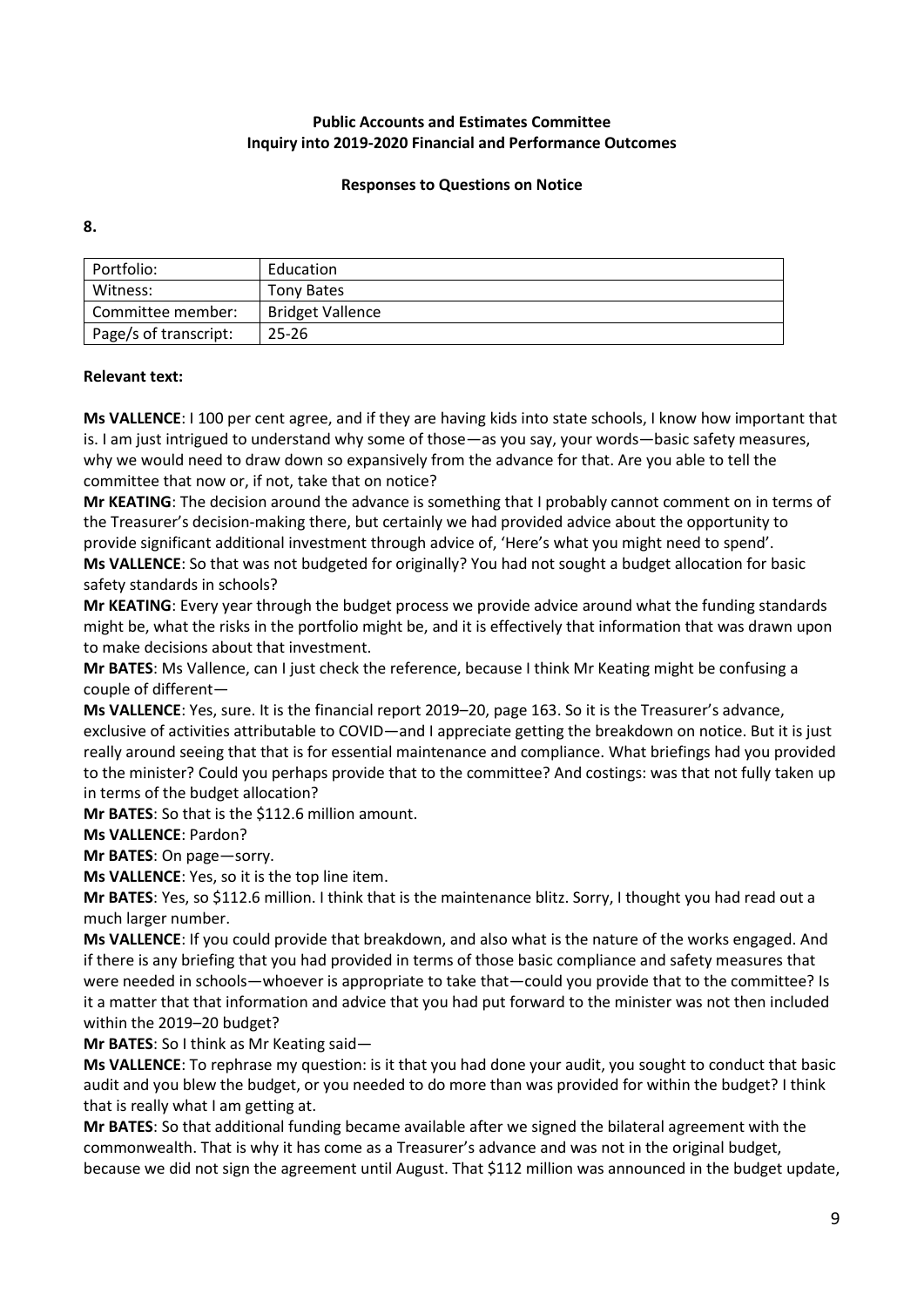**Public Accounts and Estimates Committee**
**Inquiry into 2019-2020 Financial and Performance Outcomes**

**Responses to Questions on Notice**

**8.**

| Portfolio: | Education |
|---|---|
| Witness: | Tony Bates |
| Committee member: | Bridget Vallence |
| Page/s of transcript: | 25-26 |

**Relevant text:**

**Ms VALLENCE**: I 100 per cent agree, and if they are having kids into state schools, I know how important that is. I am just intrigued to understand why some of those—as you say, your words—basic safety measures, why we would need to draw down so expansively from the advance for that. Are you able to tell the committee that now or, if not, take that on notice?

**Mr KEATING**: The decision around the advance is something that I probably cannot comment on in terms of the Treasurer's decision-making there, but certainly we had provided advice about the opportunity to provide significant additional investment through advice of, 'Here's what you might need to spend'.

**Ms VALLENCE**: So that was not budgeted for originally? You had not sought a budget allocation for basic safety standards in schools?

**Mr KEATING**: Every year through the budget process we provide advice around what the funding standards might be, what the risks in the portfolio might be, and it is effectively that information that was drawn upon to make decisions about that investment.

**Mr BATES**: Ms Vallence, can I just check the reference, because I think Mr Keating might be confusing a couple of different—

**Ms VALLENCE**: Yes, sure. It is the financial report 2019–20, page 163. So it is the Treasurer's advance, exclusive of activities attributable to COVID—and I appreciate getting the breakdown on notice. But it is just really around seeing that that is for essential maintenance and compliance. What briefings had you provided to the minister? Could you perhaps provide that to the committee? And costings: was that not fully taken up in terms of the budget allocation?

**Mr BATES**: So that is the $112.6 million amount.

**Ms VALLENCE**: Pardon?

**Mr BATES**: On page—sorry.

**Ms VALLENCE**: Yes, so it is the top line item.

**Mr BATES**: Yes, so $112.6 million. I think that is the maintenance blitz. Sorry, I thought you had read out a much larger number.

**Ms VALLENCE**: If you could provide that breakdown, and also what is the nature of the works engaged. And if there is any briefing that you had provided in terms of those basic compliance and safety measures that were needed in schools—whoever is appropriate to take that—could you provide that to the committee? Is it a matter that that information and advice that you had put forward to the minister was not then included within the 2019–20 budget?

**Mr BATES**: So I think as Mr Keating said—

**Ms VALLENCE**: To rephrase my question: is it that you had done your audit, you sought to conduct that basic audit and you blew the budget, or you needed to do more than was provided for within the budget? I think that is really what I am getting at.

**Mr BATES**: So that additional funding became available after we signed the bilateral agreement with the commonwealth. That is why it has come as a Treasurer's advance and was not in the original budget, because we did not sign the agreement until August. That $112 million was announced in the budget update,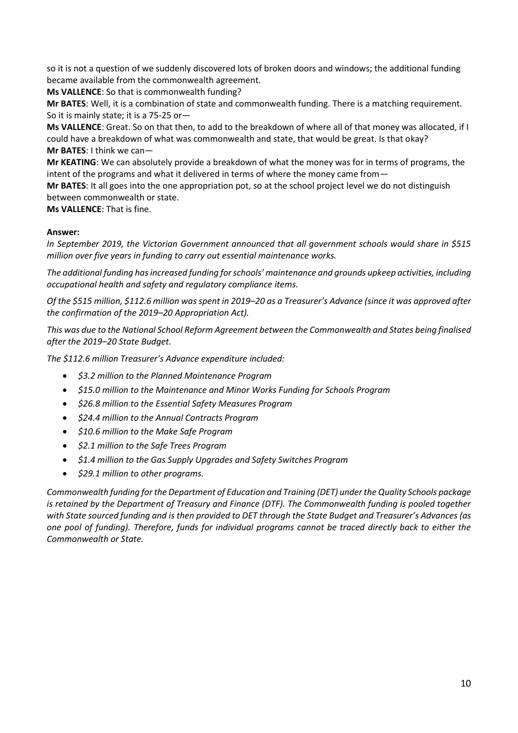so it is not a question of we suddenly discovered lots of broken doors and windows; the additional funding became available from the commonwealth agreement.

**Ms VALLENCE**: So that is commonwealth funding?

**Mr BATES**: Well, it is a combination of state and commonwealth funding. There is a matching requirement. So it is mainly state; it is a 75-25 or—

**Ms VALLENCE**: Great. So on that then, to add to the breakdown of where all of that money was allocated, if I could have a breakdown of what was commonwealth and state, that would be great. Is that okay?

**Mr BATES**: I think we can—

**Mr KEATING**: We can absolutely provide a breakdown of what the money was for in terms of programs, the intent of the programs and what it delivered in terms of where the money came from—

**Mr BATES**: It all goes into the one appropriation pot, so at the school project level we do not distinguish between commonwealth or state.

**Ms VALLENCE**: That is fine.

**Answer:**

*In September 2019, the Victorian Government announced that all government schools would share in $515 million over five years in funding to carry out essential maintenance works.*

*The additional funding has increased funding for schools' maintenance and grounds upkeep activities, including occupational health and safety and regulatory compliance items.*

*Of the $515 million, $112.6 million was spent in 2019–20 as a Treasurer's Advance (since it was approved after the confirmation of the 2019–20 Appropriation Act).*

*This was due to the National School Reform Agreement between the Commonwealth and States being finalised after the 2019–20 State Budget.*

*The $112.6 million Treasurer's Advance expenditure included:*

- *$3.2 million to the Planned Maintenance Program*
- *$15.0 million to the Maintenance and Minor Works Funding for Schools Program*
- *$26.8 million to the Essential Safety Measures Program*
- *$24.4 million to the Annual Contracts Program*
- *$10.6 million to the Make Safe Program*
- *$2.1 million to the Safe Trees Program*
- *$1.4 million to the Gas Supply Upgrades and Safety Switches Program*
- *$29.1 million to other programs.*

*Commonwealth funding for the Department of Education and Training (DET) under the Quality Schools package is retained by the Department of Treasury and Finance (DTF). The Commonwealth funding is pooled together with State sourced funding and is then provided to DET through the State Budget and Treasurer's Advances (as one pool of funding). Therefore, funds for individual programs cannot be traced directly back to either the Commonwealth or State.*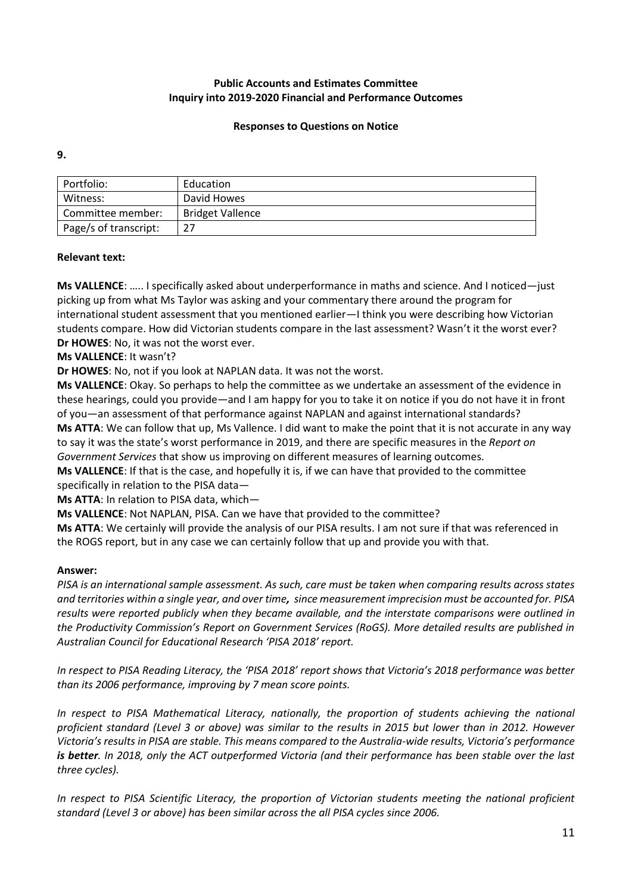**Public Accounts and Estimates Committee**
**Inquiry into 2019-2020 Financial and Performance Outcomes**

**Responses to Questions on Notice**

**9.**

| Portfolio: | Education |
|---|---|
| Witness: | David Howes |
| Committee member: | Bridget Vallence |
| Page/s of transcript: | 27 |

**Relevant text:**

**Ms VALLENCE**: ….. I specifically asked about underperformance in maths and science. And I noticed—just picking up from what Ms Taylor was asking and your commentary there around the program for international student assessment that you mentioned earlier—I think you were describing how Victorian students compare. How did Victorian students compare in the last assessment? Wasn't it the worst ever?
**Dr HOWES**: No, it was not the worst ever.
**Ms VALLENCE**: It wasn't?
**Dr HOWES**: No, not if you look at NAPLAN data. It was not the worst.
**Ms VALLENCE**: Okay. So perhaps to help the committee as we undertake an assessment of the evidence in these hearings, could you provide—and I am happy for you to take it on notice if you do not have it in front of you—an assessment of that performance against NAPLAN and against international standards?
**Ms ATTA**: We can follow that up, Ms Vallence. I did want to make the point that it is not accurate in any way to say it was the state's worst performance in 2019, and there are specific measures in the *Report on Government Services* that show us improving on different measures of learning outcomes.
**Ms VALLENCE**: If that is the case, and hopefully it is, if we can have that provided to the committee specifically in relation to the PISA data—
**Ms ATTA**: In relation to PISA data, which—
**Ms VALLENCE**: Not NAPLAN, PISA. Can we have that provided to the committee?
**Ms ATTA**: We certainly will provide the analysis of our PISA results. I am not sure if that was referenced in the ROGS report, but in any case we can certainly follow that up and provide you with that.

**Answer:**

*PISA is an international sample assessment. As such, care must be taken when comparing results across states and territories within a single year, and over time, since measurement imprecision must be accounted for. PISA results were reported publicly when they became available, and the interstate comparisons were outlined in the Productivity Commission's Report on Government Services (RoGS). More detailed results are published in Australian Council for Educational Research 'PISA 2018' report.*

*In respect to PISA Reading Literacy, the 'PISA 2018' report shows that Victoria's 2018 performance was better than its 2006 performance, improving by 7 mean score points.*

*In respect to PISA Mathematical Literacy, nationally, the proportion of students achieving the national proficient standard (Level 3 or above) was similar to the results in 2015 but lower than in 2012. However Victoria's results in PISA are stable. This means compared to the Australia-wide results, Victoria's performance* ***is better****. In 2018, only the ACT outperformed Victoria (and their performance has been stable over the last three cycles).*

*In respect to PISA Scientific Literacy, the proportion of Victorian students meeting the national proficient standard (Level 3 or above) has been similar across the all PISA cycles since 2006.*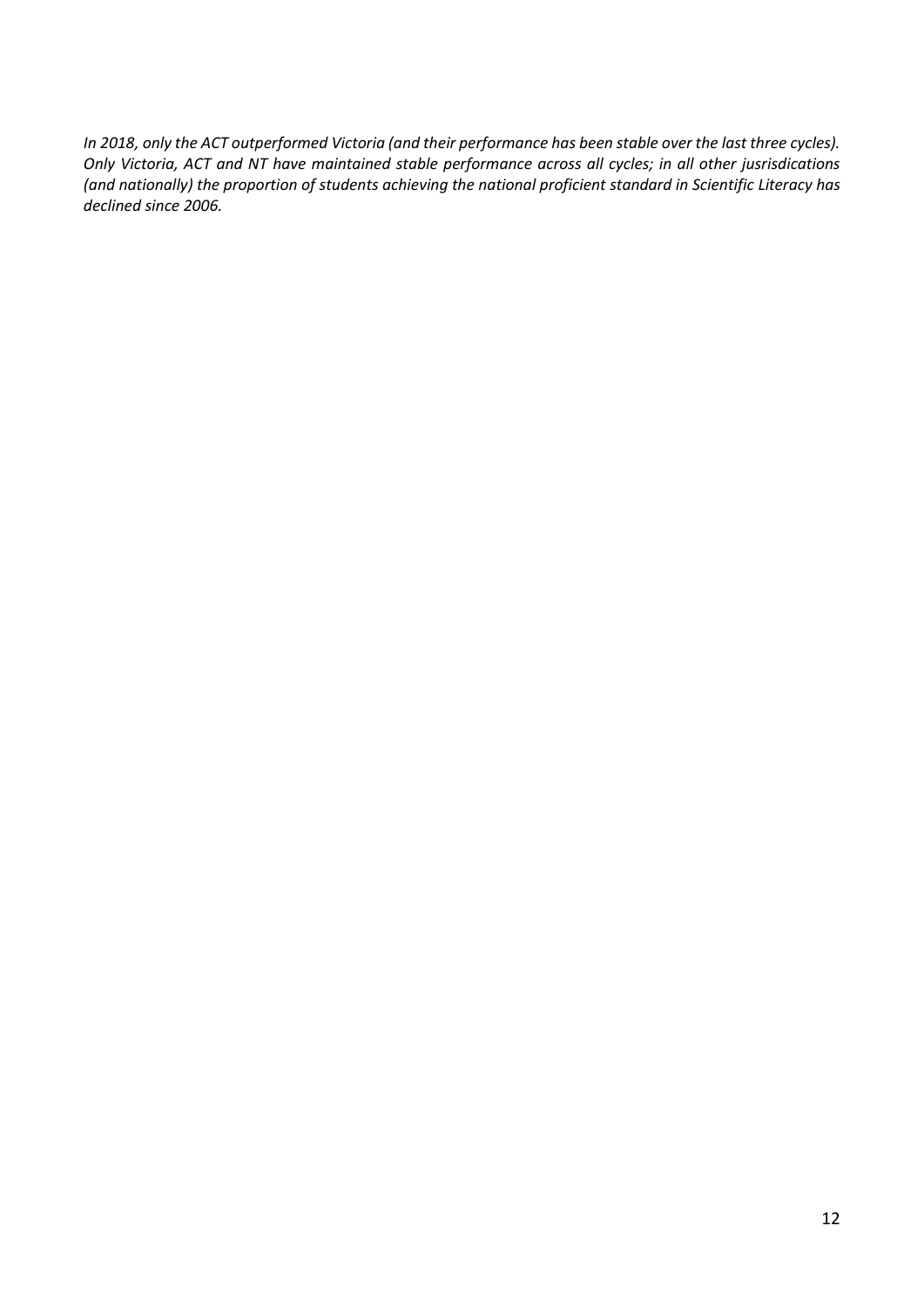*In 2018, only the ACT outperformed Victoria (and their performance has been stable over the last three cycles). Only Victoria, ACT and NT have maintained stable performance across all cycles; in all other jusrisdications (and nationally) the proportion of students achieving the national proficient standard in Scientific Literacy has declined since 2006.*